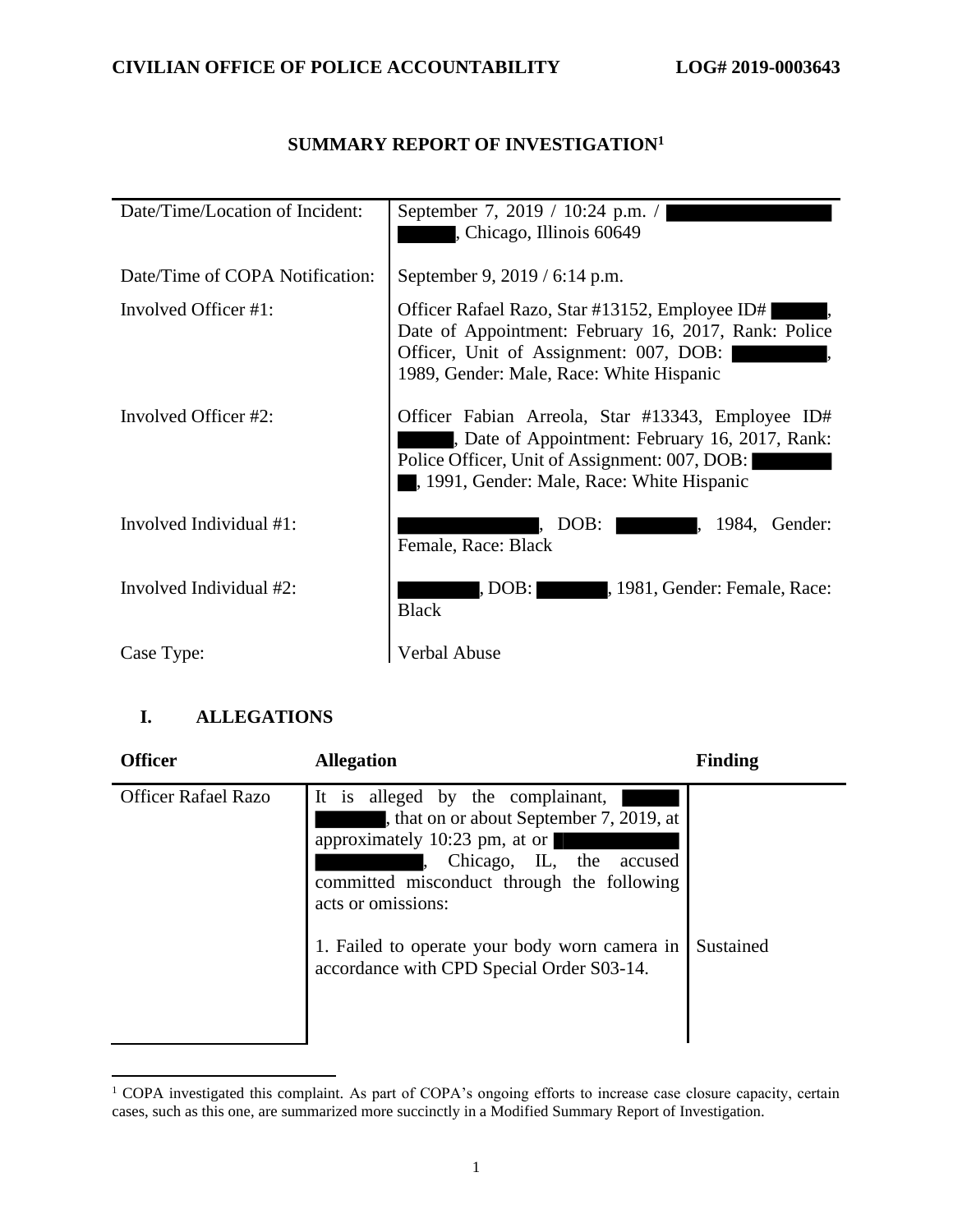CIVILIAN OFFICE OF POLICE ACCOUNTABILITY LOG# 2019-0003643

# SUMMARY REPORT OF INVESTIGATION[1]

| | |
|---|---|
| Date/Time/Location of Incident: | September 7, 2019 / 10:24 p.m. / ██████████ ██████, Chicago, Illinois 60649 |
| Date/Time of COPA Notification: | September 9, 2019 / 6:14 p.m. |
| Involved Officer #1: | Officer Rafael Razo, Star #13152, Employee ID# ██████, Date of Appointment: February 16, 2017, Rank: Police Officer, Unit of Assignment: 007, DOB: ██████████, 1989, Gender: Male, Race: White Hispanic |
| Involved Officer #2: | Officer Fabian Arreola, Star #13343, Employee ID# ██████, Date of Appointment: February 16, 2017, Rank: Police Officer, Unit of Assignment: 007, DOB: ████████ ██, 1991, Gender: Male, Race: White Hispanic |
| Involved Individual #1: | ██████████, DOB: ████████, 1984, Gender: Female, Race: Black |
| Involved Individual #2: | ████████, DOB: ████████, 1981, Gender: Female, Race: Black |
| Case Type: | Verbal Abuse |

## I. ALLEGATIONS

| Officer | Allegation | Finding |
|---|---|---|
| Officer Rafael Razo | It is alleged by the complainant, ██████ ██████, that on or about September 7, 2019, at approximately 10:23 pm, at or ██████████ ██████████, Chicago, IL, the accused committed misconduct through the following acts or omissions:<br><br>1. Failed to operate your body worn camera in accordance with CPD Special Order S03-14. | <br><br><br><br><br>Sustained |

[1] COPA investigated this complaint. As part of COPA's ongoing efforts to increase case closure capacity, certain cases, such as this one, are summarized more succinctly in a Modified Summary Report of Investigation.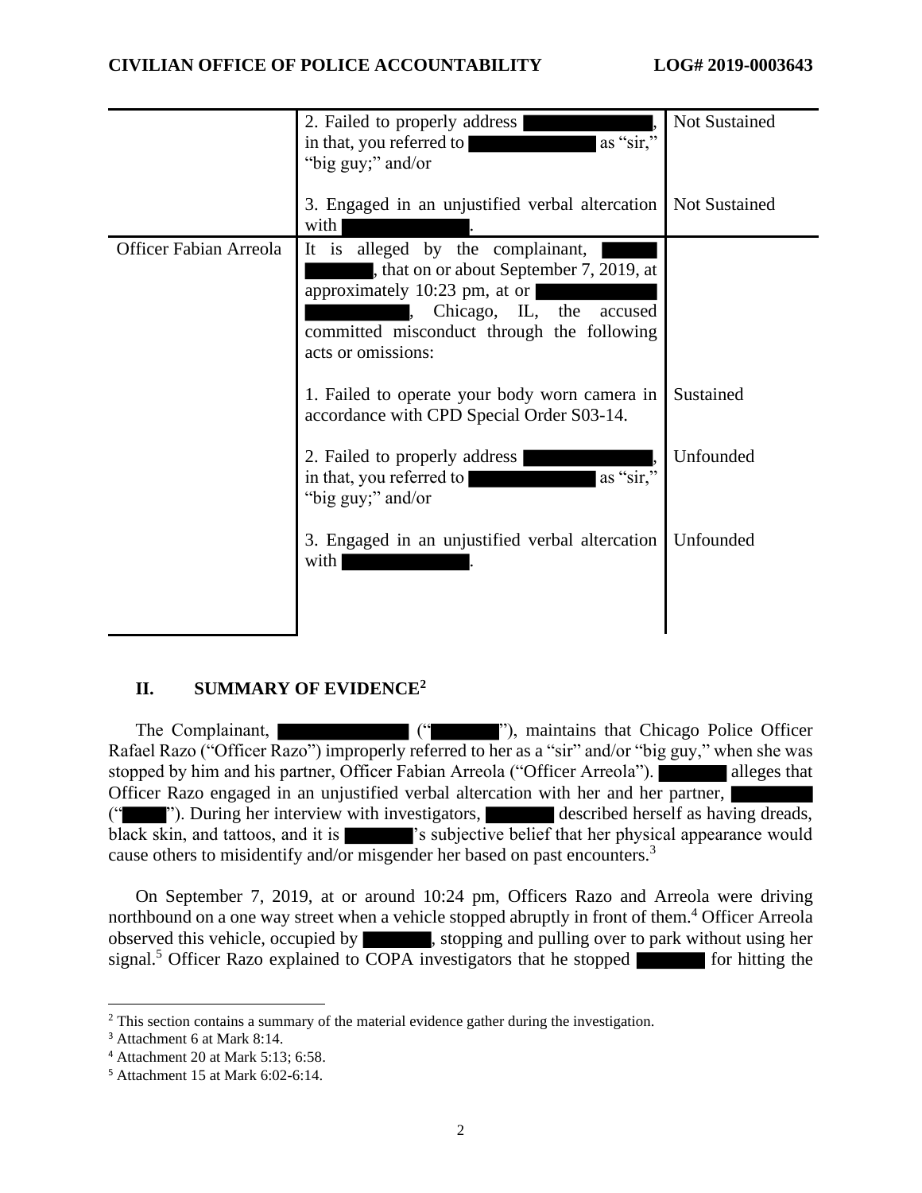| | | |
|---|---|---|
| | 2. Failed to properly address ██████, in that, you referred to ██████ as "sir," "big guy;" and/or | Not Sustained |
| | 3. Engaged in an unjustified verbal altercation with ██████. | Not Sustained |
| Officer Fabian Arreola | It is alleged by the complainant, ██████, that on or about September 7, 2019, at approximately 10:23 pm, at or ██████, Chicago, IL, the accused committed misconduct through the following acts or omissions: | |
| | 1. Failed to operate your body worn camera in accordance with CPD Special Order S03-14. | Sustained |
| | 2. Failed to properly address ██████, in that, you referred to ██████ as "sir," "big guy;" and/or | Unfounded |
| | 3. Engaged in an unjustified verbal altercation with ██████. | Unfounded |

## II. SUMMARY OF EVIDENCE[2]

The Complainant, ██████ ("██████"), maintains that Chicago Police Officer Rafael Razo ("Officer Razo") improperly referred to her as a "sir" and/or "big guy," when she was stopped by him and his partner, Officer Fabian Arreola ("Officer Arreola"). ██████ alleges that Officer Razo engaged in an unjustified verbal altercation with her and her partner, ██████ ("██████"). During her interview with investigators, ██████ described herself as having dreads, black skin, and tattoos, and it is ██████'s subjective belief that her physical appearance would cause others to misidentify and/or misgender her based on past encounters.[3]

On September 7, 2019, at or around 10:24 pm, Officers Razo and Arreola were driving northbound on a one way street when a vehicle stopped abruptly in front of them.[4] Officer Arreola observed this vehicle, occupied by ██████, stopping and pulling over to park without using her signal.[5] Officer Razo explained to COPA investigators that he stopped ██████ for hitting the

---

[2] This section contains a summary of the material evidence gather during the investigation.

[3] Attachment 6 at Mark 8:14.

[4] Attachment 20 at Mark 5:13; 6:58.

[5] Attachment 15 at Mark 6:02-6:14.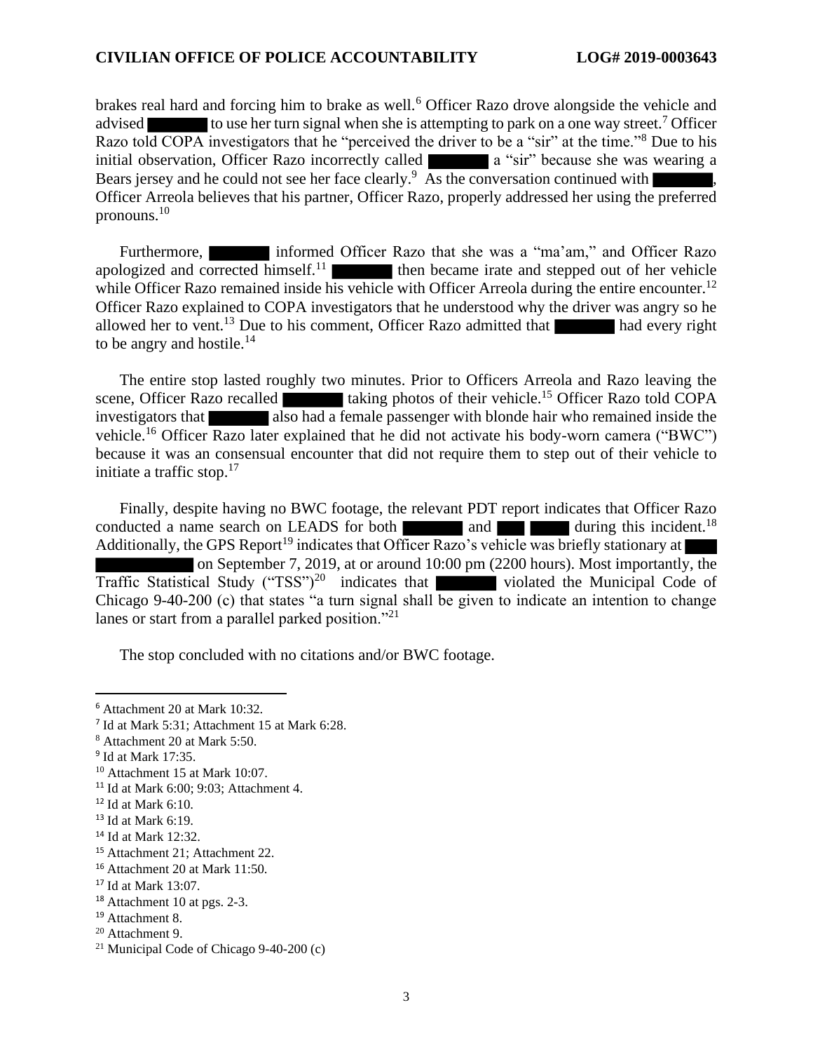brakes real hard and forcing him to brake as well.[6] Officer Razo drove alongside the vehicle and advised ███████ to use her turn signal when she is attempting to park on a one way street.[7] Officer Razo told COPA investigators that he "perceived the driver to be a "sir" at the time."[8] Due to his initial observation, Officer Razo incorrectly called ███████ a "sir" because she was wearing a Bears jersey and he could not see her face clearly.[9] As the conversation continued with ███████, Officer Arreola believes that his partner, Officer Razo, properly addressed her using the preferred pronouns.[10]

Furthermore, ███████ informed Officer Razo that she was a "ma'am," and Officer Razo apologized and corrected himself.[11] ███████ then became irate and stepped out of her vehicle while Officer Razo remained inside his vehicle with Officer Arreola during the entire encounter.[12] Officer Razo explained to COPA investigators that he understood why the driver was angry so he allowed her to vent.[13] Due to his comment, Officer Razo admitted that ███████ had every right to be angry and hostile.[14]

The entire stop lasted roughly two minutes. Prior to Officers Arreola and Razo leaving the scene, Officer Razo recalled ███████ taking photos of their vehicle.[15] Officer Razo told COPA investigators that ███████ also had a female passenger with blonde hair who remained inside the vehicle.[16] Officer Razo later explained that he did not activate his body-worn camera ("BWC") because it was an consensual encounter that did not require them to step out of their vehicle to initiate a traffic stop.[17]

Finally, despite having no BWC footage, the relevant PDT report indicates that Officer Razo conducted a name search on LEADS for both ███████ and ███ █████ during this incident.[18] Additionally, the GPS Report[19] indicates that Officer Razo's vehicle was briefly stationary at ████ ███████████ on September 7, 2019, at or around 10:00 pm (2200 hours). Most importantly, the Traffic Statistical Study ("TSS")[20] indicates that ███████ violated the Municipal Code of Chicago 9-40-200 (c) that states "a turn signal shall be given to indicate an intention to change lanes or start from a parallel parked position."[21]

The stop concluded with no citations and/or BWC footage.

---

[6] Attachment 20 at Mark 10:32.

[7] Id at Mark 5:31; Attachment 15 at Mark 6:28.

[8] Attachment 20 at Mark 5:50.

[9] Id at Mark 17:35.

[10] Attachment 15 at Mark 10:07.

[11] Id at Mark 6:00; 9:03; Attachment 4.

[12] Id at Mark 6:10.

[13] Id at Mark 6:19.

[14] Id at Mark 12:32.

[15] Attachment 21; Attachment 22.

[16] Attachment 20 at Mark 11:50.

[17] Id at Mark 13:07.

[18] Attachment 10 at pgs. 2-3.

[19] Attachment 8.

[20] Attachment 9.

[21] Municipal Code of Chicago 9-40-200 (c)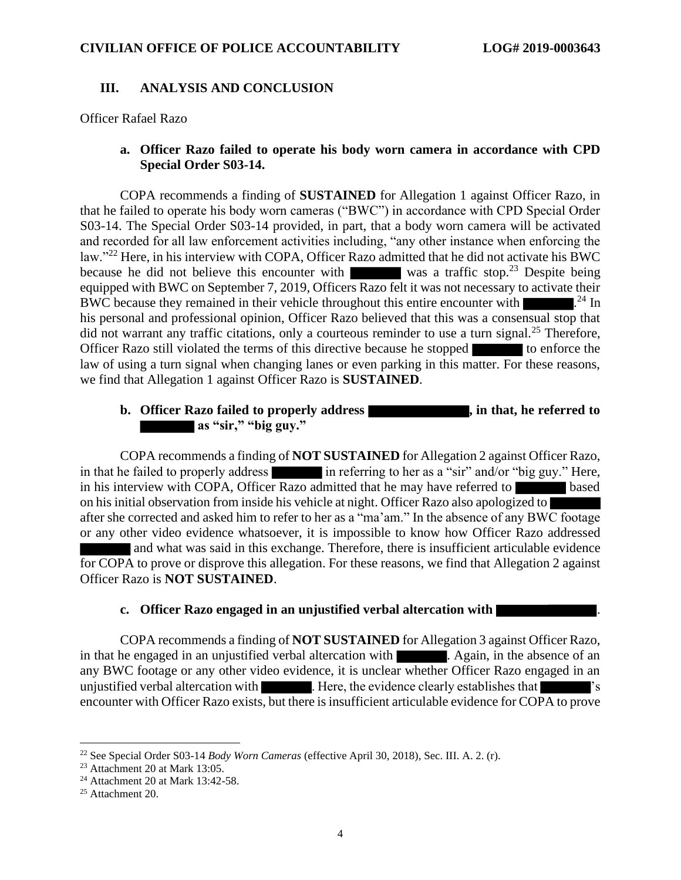## III. ANALYSIS AND CONCLUSION

Officer Rafael Razo

### a. Officer Razo failed to operate his body worn camera in accordance with CPD Special Order S03-14.

COPA recommends a finding of **SUSTAINED** for Allegation 1 against Officer Razo, in that he failed to operate his body worn cameras ("BWC") in accordance with CPD Special Order S03-14. The Special Order S03-14 provided, in part, that a body worn camera will be activated and recorded for all law enforcement activities including, "any other instance when enforcing the law."[22] Here, in his interview with COPA, Officer Razo admitted that he did not activate his BWC because he did not believe this encounter with ██████ was a traffic stop.[23] Despite being equipped with BWC on September 7, 2019, Officers Razo felt it was not necessary to activate their BWC because they remained in their vehicle throughout this entire encounter with ██████.[24] In his personal and professional opinion, Officer Razo believed that this was a consensual stop that did not warrant any traffic citations, only a courteous reminder to use a turn signal.[25] Therefore, Officer Razo still violated the terms of this directive because he stopped ██████ to enforce the law of using a turn signal when changing lanes or even parking in this matter. For these reasons, we find that Allegation 1 against Officer Razo is **SUSTAINED**.

### b. Officer Razo failed to properly address ██████████, in that, he referred to ██████ as "sir," "big guy."

COPA recommends a finding of **NOT SUSTAINED** for Allegation 2 against Officer Razo, in that he failed to properly address ██████ in referring to her as a "sir" and/or "big guy." Here, in his interview with COPA, Officer Razo admitted that he may have referred to ██████ based on his initial observation from inside his vehicle at night. Officer Razo also apologized to ██████ after she corrected and asked him to refer to her as a "ma'am." In the absence of any BWC footage or any other video evidence whatsoever, it is impossible to know how Officer Razo addressed ██████ and what was said in this exchange. Therefore, there is insufficient articulable evidence for COPA to prove or disprove this allegation. For these reasons, we find that Allegation 2 against Officer Razo is **NOT SUSTAINED**.

### c. Officer Razo engaged in an unjustified verbal altercation with ██████████.

COPA recommends a finding of **NOT SUSTAINED** for Allegation 3 against Officer Razo, in that he engaged in an unjustified verbal altercation with ██████. Again, in the absence of an any BWC footage or any other video evidence, it is unclear whether Officer Razo engaged in an unjustified verbal altercation with ██████. Here, the evidence clearly establishes that ██████'s encounter with Officer Razo exists, but there is insufficient articulable evidence for COPA to prove

[22] See Special Order S03-14 *Body Worn Cameras* (effective April 30, 2018), Sec. III. A. 2. (r).

[23] Attachment 20 at Mark 13:05.

[24] Attachment 20 at Mark 13:42-58.

[25] Attachment 20.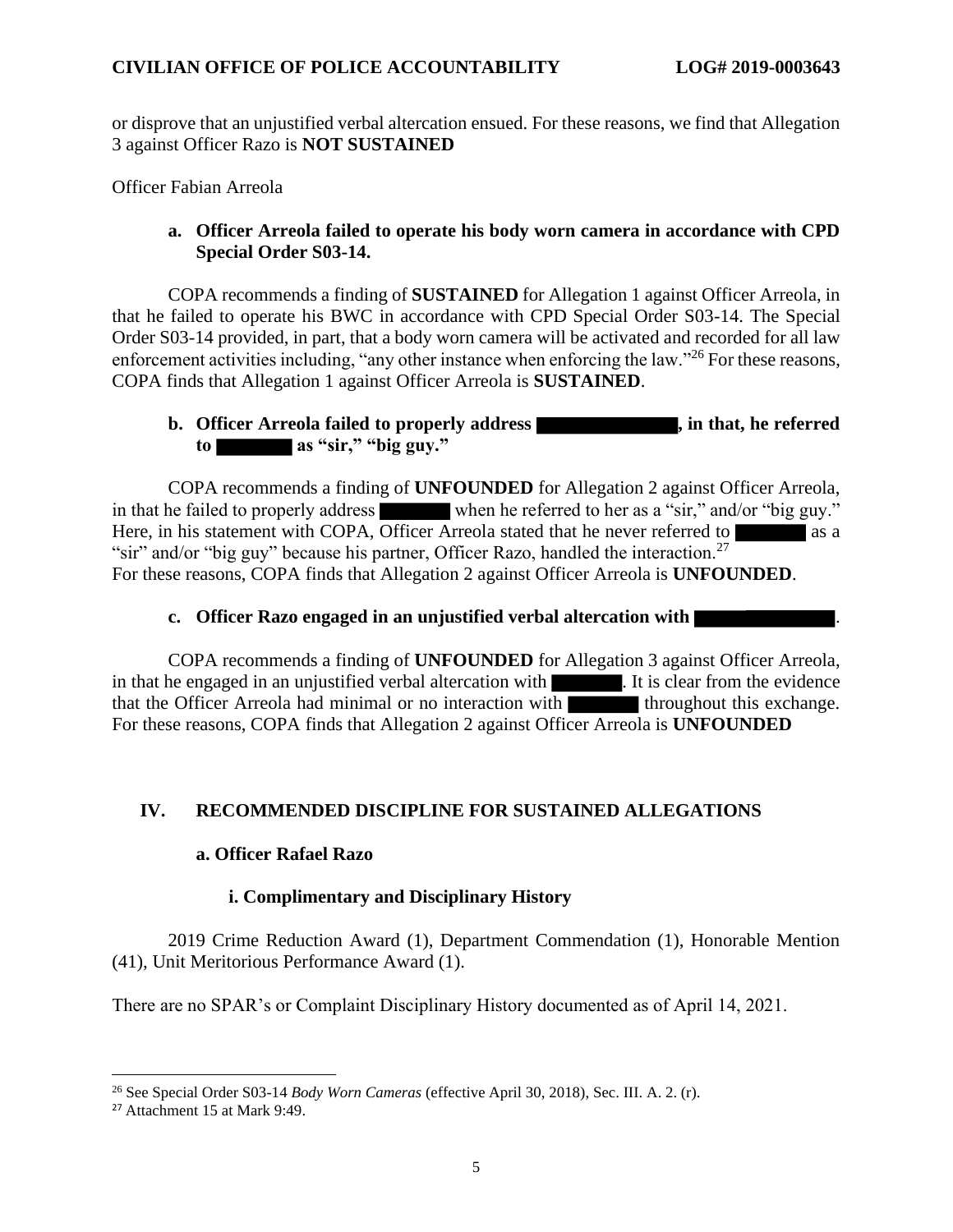or disprove that an unjustified verbal altercation ensued. For these reasons, we find that Allegation 3 against Officer Razo is **NOT SUSTAINED**

Officer Fabian Arreola

**a. Officer Arreola failed to operate his body worn camera in accordance with CPD Special Order S03-14.**

COPA recommends a finding of **SUSTAINED** for Allegation 1 against Officer Arreola, in that he failed to operate his BWC in accordance with CPD Special Order S03-14. The Special Order S03-14 provided, in part, that a body worn camera will be activated and recorded for all law enforcement activities including, "any other instance when enforcing the law."[26] For these reasons, COPA finds that Allegation 1 against Officer Arreola is **SUSTAINED**.

**b. Officer Arreola failed to properly address ██████████, in that, he referred to ██████ as "sir," "big guy."**

COPA recommends a finding of **UNFOUNDED** for Allegation 2 against Officer Arreola, in that he failed to properly address ██████ when he referred to her as a "sir," and/or "big guy." Here, in his statement with COPA, Officer Arreola stated that he never referred to ██████ as a "sir" and/or "big guy" because his partner, Officer Razo, handled the interaction.[27] For these reasons, COPA finds that Allegation 2 against Officer Arreola is **UNFOUNDED**.

**c. Officer Razo engaged in an unjustified verbal altercation with ██████████.**

COPA recommends a finding of **UNFOUNDED** for Allegation 3 against Officer Arreola, in that he engaged in an unjustified verbal altercation with ██████. It is clear from the evidence that the Officer Arreola had minimal or no interaction with ██████ throughout this exchange. For these reasons, COPA finds that Allegation 2 against Officer Arreola is **UNFOUNDED**

## IV. RECOMMENDED DISCIPLINE FOR SUSTAINED ALLEGATIONS

### a. Officer Rafael Razo

#### i. Complimentary and Disciplinary History

2019 Crime Reduction Award (1), Department Commendation (1), Honorable Mention (41), Unit Meritorious Performance Award (1).

There are no SPAR's or Complaint Disciplinary History documented as of April 14, 2021.

---

[26] See Special Order S03-14 *Body Worn Cameras* (effective April 30, 2018), Sec. III. A. 2. (r).

[27] Attachment 15 at Mark 9:49.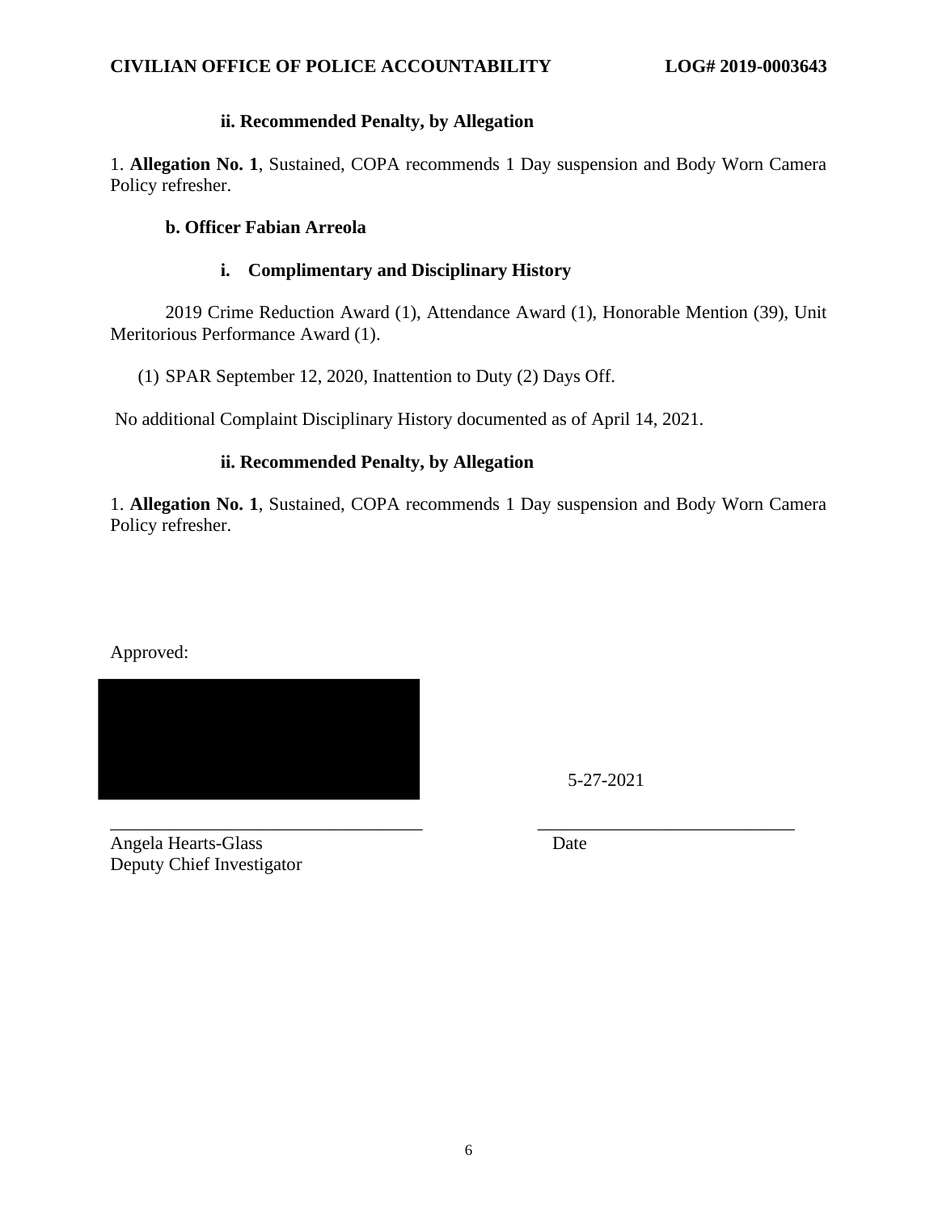#### ii. Recommended Penalty, by Allegation

1. **Allegation No. 1**, Sustained, COPA recommends 1 Day suspension and Body Worn Camera Policy refresher.

### b. Officer Fabian Arreola

#### i. Complimentary and Disciplinary History

2019 Crime Reduction Award (1), Attendance Award (1), Honorable Mention (39), Unit Meritorious Performance Award (1).

(1) SPAR September 12, 2020, Inattention to Duty (2) Days Off.

No additional Complaint Disciplinary History documented as of April 14, 2021.

#### ii. Recommended Penalty, by Allegation

1. **Allegation No. 1**, Sustained, COPA recommends 1 Day suspension and Body Worn Camera Policy refresher.

Approved:

| | |
|---|---|
| | 5-27-2021 |
| Angela Hearts-Glass<br>Deputy Chief Investigator | Date |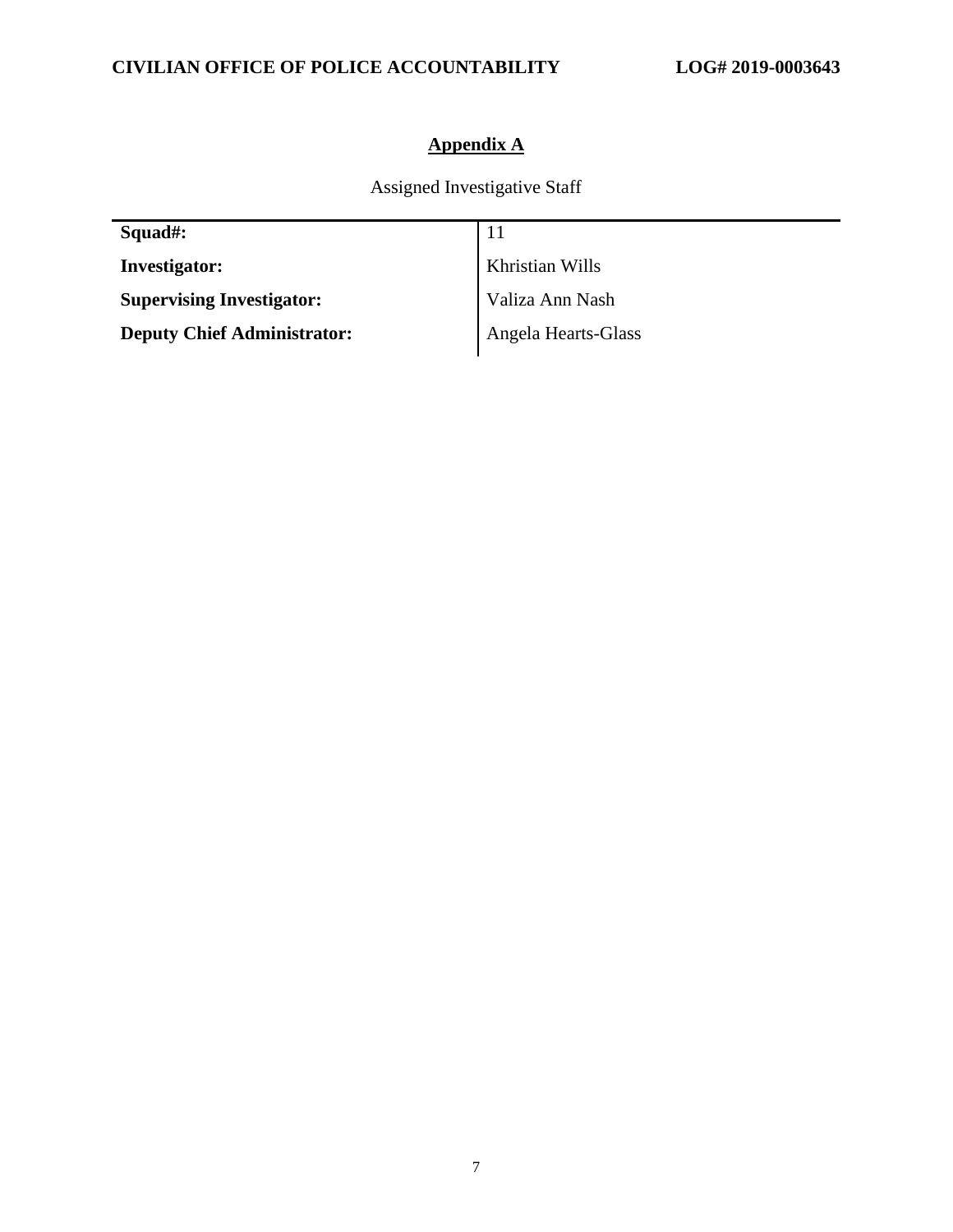## Appendix A

Assigned Investigative Staff

| | |
|---|---|
| **Squad#:** | 11 |
| **Investigator:** | Khristian Wills |
| **Supervising Investigator:** | Valiza Ann Nash |
| **Deputy Chief Administrator:** | Angela Hearts-Glass |